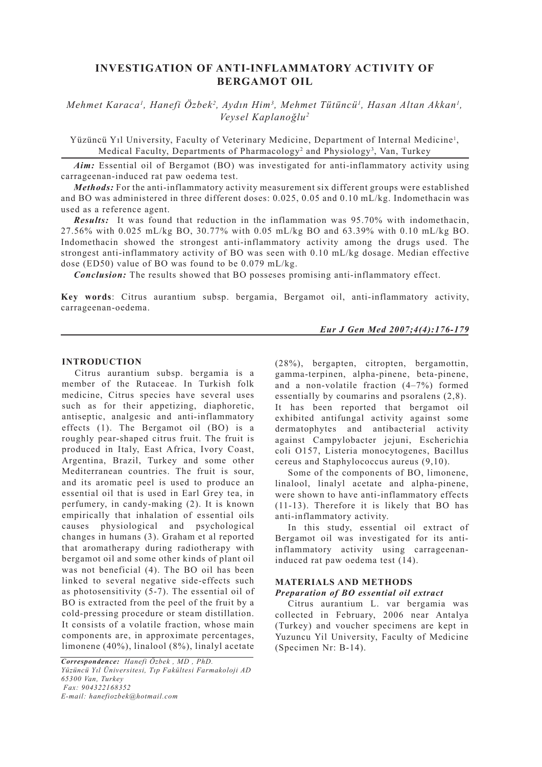# INVESTIGATION OF ANTI-INFLAMMATORY ACTIVITY OF BERGAMOT OIL

*Mehmet Karaca[1], Hanefi Özbek[2], Aydın Him[3], Mehmet Tütüncü[1], Hasan Altan Akkan[1], Veysel Kaplanoğlu[2]*

Yüzüncü Yıl University, Faculty of Veterinary Medicine, Department of Internal Medicine[1], Medical Faculty, Departments of Pharmacology[2] and Physiology[3], Van, Turkey

***Aim:*** Essential oil of Bergamot (BO) was investigated for anti-inflammatory activity using carrageenan-induced rat paw oedema test.

***Methods:*** For the anti-inflammatory activity measurement six different groups were established and BO was administered in three different doses: 0.025, 0.05 and 0.10 mL/kg. Indomethacin was used as a reference agent.

***Results:*** It was found that reduction in the inflammation was 95.70% with indomethacin, 27.56% with 0.025 mL/kg BO, 30.77% with 0.05 mL/kg BO and 63.39% with 0.10 mL/kg BO. Indomethacin showed the strongest anti-inflammatory activity among the drugs used. The strongest anti-inflammatory activity of BO was seen with 0.10 mL/kg dosage. Median effective dose (ED50) value of BO was found to be 0.079 mL/kg.

***Conclusion:*** The results showed that BO posseses promising anti-inflammatory effect.

**Key words**: Citrus aurantium subsp. bergamia, Bergamot oil, anti-inflammatory activity, carrageenan-oedema.

## INTRODUCTION

Citrus aurantium subsp. bergamia is a member of the Rutaceae. In Turkish folk medicine, Citrus species have several uses such as for their appetizing, diaphoretic, antiseptic, analgesic and anti-inflammatory effects (1). The Bergamot oil (BO) is a roughly pear-shaped citrus fruit. The fruit is produced in Italy, East Africa, Ivory Coast, Argentina, Brazil, Turkey and some other Mediterranean countries. The fruit is sour, and its aromatic peel is used to produce an essential oil that is used in Earl Grey tea, in perfumery, in candy-making (2). It is known empirically that inhalation of essential oils causes physiological and psychological changes in humans (3). Graham et al reported that aromatherapy during radiotherapy with bergamot oil and some other kinds of plant oil was not beneficial (4). The BO oil has been linked to several negative side-effects such as photosensitivity (5-7). The essential oil of BO is extracted from the peel of the fruit by a cold-pressing procedure or steam distillation. It consists of a volatile fraction, whose main components are, in approximate percentages, limonene (40%), linalool (8%), linalyl acetate (28%), bergapten, citropten, bergamottin, gamma-terpinen, alpha-pinene, beta-pinene, and a non-volatile fraction (4–7%) formed essentially by coumarins and psoralens (2,8). It has been reported that bergamot oil exhibited antifungal activity against some dermatophytes and antibacterial activity against Campylobacter jejuni, Escherichia coli O157, Listeria monocytogenes, Bacillus cereus and Staphylococcus aureus (9,10).

Some of the components of BO, limonene, linalool, linalyl acetate and alpha-pinene, were shown to have anti-inflammatory effects (11-13). Therefore it is likely that BO has anti-inflammatory activity.

In this study, essential oil extract of Bergamot oil was investigated for its anti-inflammatory activity using carrageenan-induced rat paw oedema test (14).

## MATERIALS AND METHODS

### *Preparation of BO essential oil extract*

Citrus aurantium L. var bergamia was collected in February, 2006 near Antalya (Turkey) and voucher specimens are kept in Yuzuncu Yil University, Faculty of Medicine (Specimen Nr: B-14).

*Correspondence: Hanefi Özbek , MD , PhD.*
*Yüzüncü Yıl Üniversitesi, Tıp Fakültesi Farmakoloji AD*
*65300 Van, Turkey*
*Fax: 904322168352*
*E-mail: hanefiozbek@hotmail.com*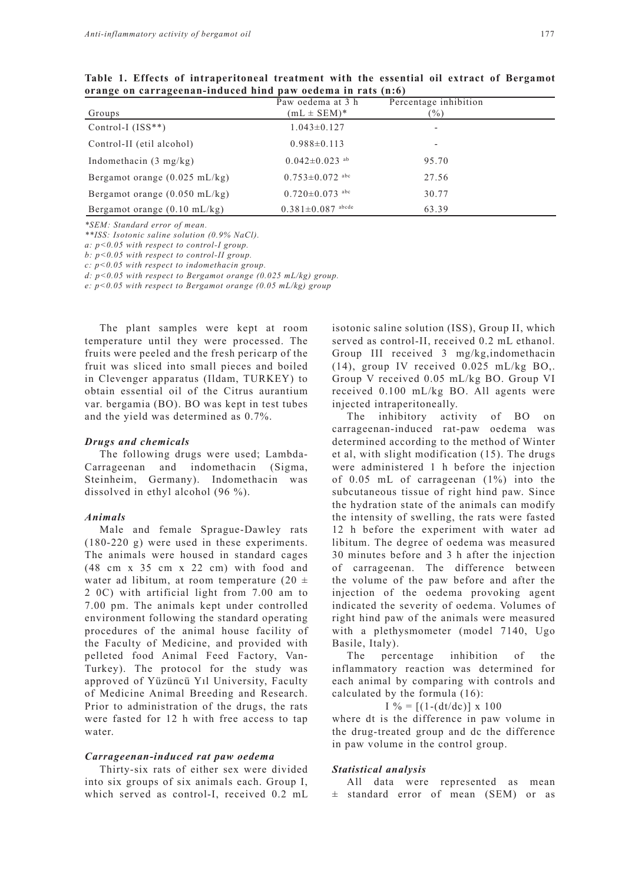**Table 1. Effects of intraperitoneal treatment with the essential oil extract of Bergamot orange on carrageenan-induced hind paw oedema in rats (n:6)**

| Groups | Paw oedema at 3 h (mL ± SEM)* | Percentage inhibition (%) |
|---|---|---|
| Control-I (ISS**) | 1.043±0.127 | - |
| Control-II (etil alcohol) | 0.988±0.113 | - |
| Indomethacin (3 mg/kg) | 0.042±0.023 [ab] | 95.70 |
| Bergamot orange (0.025 mL/kg) | 0.753±0.072 [abc] | 27.56 |
| Bergamot orange (0.050 mL/kg) | 0.720±0.073 [abc] | 30.77 |
| Bergamot orange (0.10 mL/kg) | 0.381±0.087 [abcde] | 63.39 |

*\*SEM: Standard error of mean.*

*\*\*ISS: Isotonic saline solution (0.9% NaCl).*

*a: $p<0.05$ with respect to control-I group.*

*b: $p<0.05$ with respect to control-II group.*

*c: $p<0.05$ with respect to indomethacin group.*

*d: $p<0.05$ with respect to Bergamot orange (0.025 mL/kg) group.*

*e: $p<0.05$ with respect to Bergamot orange (0.05 mL/kg) group*

The plant samples were kept at room temperature until they were processed. The fruits were peeled and the fresh pericarp of the fruit was sliced into small pieces and boiled in Clevenger apparatus (Ildam, TURKEY) to obtain essential oil of the Citrus aurantium var. bergamia (BO). BO was kept in test tubes and the yield was determined as 0.7%.

### *Drugs and chemicals*

The following drugs were used; Lambda-Carrageenan and indomethacin (Sigma, Steinheim, Germany). Indomethacin was dissolved in ethyl alcohol (96 %).

### *Animals*

Male and female Sprague-Dawley rats (180-220 g) were used in these experiments. The animals were housed in standard cages (48 cm x 35 cm x 22 cm) with food and water ad libitum, at room temperature (20 ± 2 0C) with artificial light from 7.00 am to 7.00 pm. The animals kept under controlled environment following the standard operating procedures of the animal house facility of the Faculty of Medicine, and provided with pelleted food Animal Feed Factory, Van-Turkey). The protocol for the study was approved of Yüzüncü Yıl University, Faculty of Medicine Animal Breeding and Research. Prior to administration of the drugs, the rats were fasted for 12 h with free access to tap water.

### *Carrageenan-induced rat paw oedema*

Thirty-six rats of either sex were divided into six groups of six animals each. Group I, which served as control-I, received 0.2 mL isotonic saline solution (ISS), Group II, which served as control-II, received 0.2 mL ethanol. Group III received 3 mg/kg,indomethacin (14), group IV received 0.025 mL/kg BO,. Group V received 0.05 mL/kg BO. Group VI received 0.100 mL/kg BO. All agents were injected intraperitoneally.

The inhibitory activity of BO on carrageenan-induced rat-paw oedema was determined according to the method of Winter et al, with slight modification (15). The drugs were administered 1 h before the injection of 0.05 mL of carrageenan (1%) into the subcutaneous tissue of right hind paw. Since the hydration state of the animals can modify the intensity of swelling, the rats were fasted 12 h before the experiment with water ad libitum. The degree of oedema was measured 30 minutes before and 3 h after the injection of carrageenan. The difference between the volume of the paw before and after the injection of the oedema provoking agent indicated the severity of oedema. Volumes of right hind paw of the animals were measured with a plethysmometer (model 7140, Ugo Basile, Italy).

The percentage inhibition of the inflammatory reaction was determined for each animal by comparing with controls and calculated by the formula (16):

$$I\ \% = [(1-(dt/dc)] \times 100$$

where dt is the difference in paw volume in the drug-treated group and dc the difference in paw volume in the control group.

### *Statistical analysis*

All data were represented as mean ± standard error of mean (SEM) or as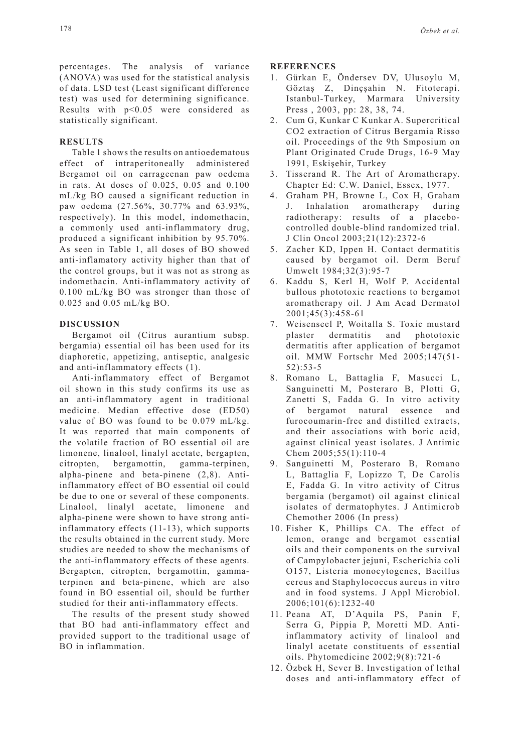percentages. The analysis of variance (ANOVA) was used for the statistical analysis of data. LSD test (Least significant difference test) was used for determining significance. Results with $p<0.05$ were considered as statistically significant.

## RESULTS

Table 1 shows the results on antioedematous effect of intraperitoneally administered Bergamot oil on carrageenan paw oedema in rats. At doses of 0.025, 0.05 and 0.100 mL/kg BO caused a significant reduction in paw oedema (27.56%, 30.77% and 63.93%, respectively). In this model, indomethacin, a commonly used anti-inflammatory drug, produced a significant inhibition by 95.70%. As seen in Table 1, all doses of BO showed anti-inflamatory activity higher than that of the control groups, but it was not as strong as indomethacin. Anti-inflammatory activity of 0.100 mL/kg BO was stronger than those of 0.025 and 0.05 mL/kg BO.

## DISCUSSION

Bergamot oil (Citrus aurantium subsp. bergamia) essential oil has been used for its diaphoretic, appetizing, antiseptic, analgesic and anti-inflammatory effects (1).

Anti-inflammatory effect of Bergamot oil shown in this study confirms its use as an anti-inflammatory agent in traditional medicine. Median effective dose ($ED_{50}$) value of BO was found to be 0.079 mL/kg. It was reported that main components of the volatile fraction of BO essential oil are limonene, linalool, linalyl acetate, bergapten, citropten, bergamottin, gamma-terpinen, alpha-pinene and beta-pinene (2,8). Anti-inflammatory effect of BO essential oil could be due to one or several of these components. Linalool, linalyl acetate, limonene and alpha-pinene were shown to have strong anti-inflammatory effects (11-13), which supports the results obtained in the current study. More studies are needed to show the mechanisms of the anti-inflammatory effects of these agents. Bergapten, citropten, bergamottin, gamma-terpinen and beta-pinene, which are also found in BO essential oil, should be further studied for their anti-inflammatory effects.

The results of the present study showed that BO had anti-inflammatory effect and provided support to the traditional usage of BO in inflammation.

## REFERENCES

1. Gürkan E, Öndersev DV, Ulusoylu M, Göztaş Z, Dinçşahin N. Fitoterapi. Istanbul-Turkey, Marmara University Press , 2003, pp: 28, 38, 74.
2. Cum G, Kunkar C Kunkar A. Supercritical CO2 extraction of Citrus Bergamia Risso oil. Proceedings of the 9th Smposium on Plant Originated Crude Drugs, 16-9 May 1991, Eskişehir, Turkey
3. Tisserand R. The Art of Aromatherapy. Chapter Ed: C.W. Daniel, Essex, 1977.
4. Graham PH, Browne L, Cox H, Graham J. Inhalation aromatherapy during radiotherapy: results of a placebo-controlled double-blind randomized trial. J Clin Oncol 2003;21(12):2372-6
5. Zacher KD, Ippen H. Contact dermatitis caused by bergamot oil. Derm Beruf Umwelt 1984;32(3):95-7
6. Kaddu S, Kerl H, Wolf P. Accidental bullous phototoxic reactions to bergamot aromatherapy oil. J Am Acad Dermatol 2001;45(3):458-61
7. Weisenseel P, Woitalla S. Toxic mustard plaster dermatitis and phototoxic dermatitis after application of bergamot oil. MMW Fortschr Med 2005;147(51-52):53-5
8. Romano L, Battaglia F, Masucci L, Sanguinetti M, Posteraro B, Plotti G, Zanetti S, Fadda G. In vitro activity of bergamot natural essence and furocoumarin-free and distilled extracts, and their associations with boric acid, against clinical yeast isolates. J Antimic Chem 2005;55(1):110-4
9. Sanguinetti M, Posteraro B, Romano L, Battaglia F, Lopizzo T, De Carolis E, Fadda G. In vitro activity of Citrus bergamia (bergamot) oil against clinical isolates of dermatophytes. J Antimicrob Chemother 2006 (In press)
10. Fisher K, Phillips CA. The effect of lemon, orange and bergamot essential oils and their components on the survival of Campylobacter jejuni, Escherichia coli O157, Listeria monocytogenes, Bacillus cereus and Staphylococcus aureus in vitro and in food systems. J Appl Microbiol. 2006;101(6):1232-40
11. Peana AT, D'Aquila PS, Panin F, Serra G, Pippia P, Moretti MD. Anti-inflammatory activity of linalool and linalyl acetate constituents of essential oils. Phytomedicine 2002;9(8):721-6
12. Özbek H, Sever B. Investigation of lethal doses and anti-inflammatory effect of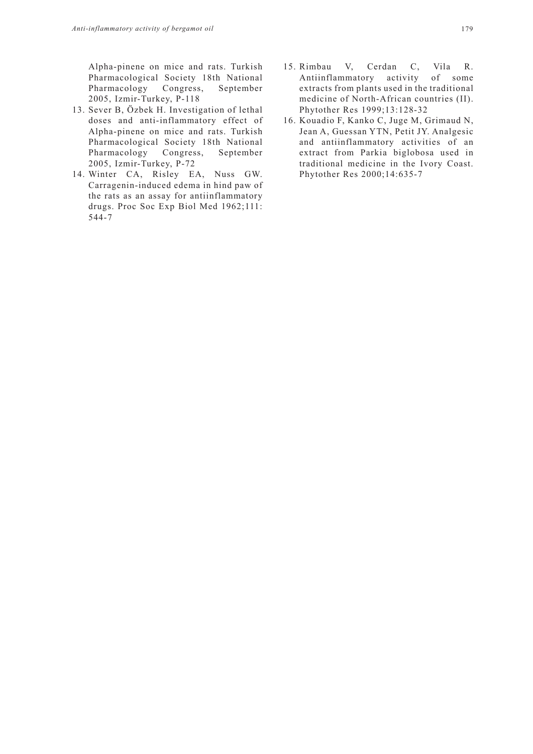Alpha-pinene on mice and rats. Turkish Pharmacological Society 18th National Pharmacology Congress, September 2005, Izmir-Turkey, P-118

13. Sever B, Özbek H. Investigation of lethal doses and anti-inflammatory effect of Alpha-pinene on mice and rats. Turkish Pharmacological Society 18th National Pharmacology Congress, September 2005, Izmir-Turkey, P-72
14. Winter CA, Risley EA, Nuss GW. Carragenin-induced edema in hind paw of the rats as an assay for antiinflammatory drugs. Proc Soc Exp Biol Med 1962;111: 544-7
15. Rimbau V, Cerdan C, Vila R. Antiinflammatory activity of some extracts from plants used in the traditional medicine of North-African countries (II). Phytother Res 1999;13:128-32
16. Kouadio F, Kanko C, Juge M, Grimaud N, Jean A, Guessan YTN, Petit JY. Analgesic and antiinflammatory activities of an extract from Parkia biglobosa used in traditional medicine in the Ivory Coast. Phytother Res 2000;14:635-7